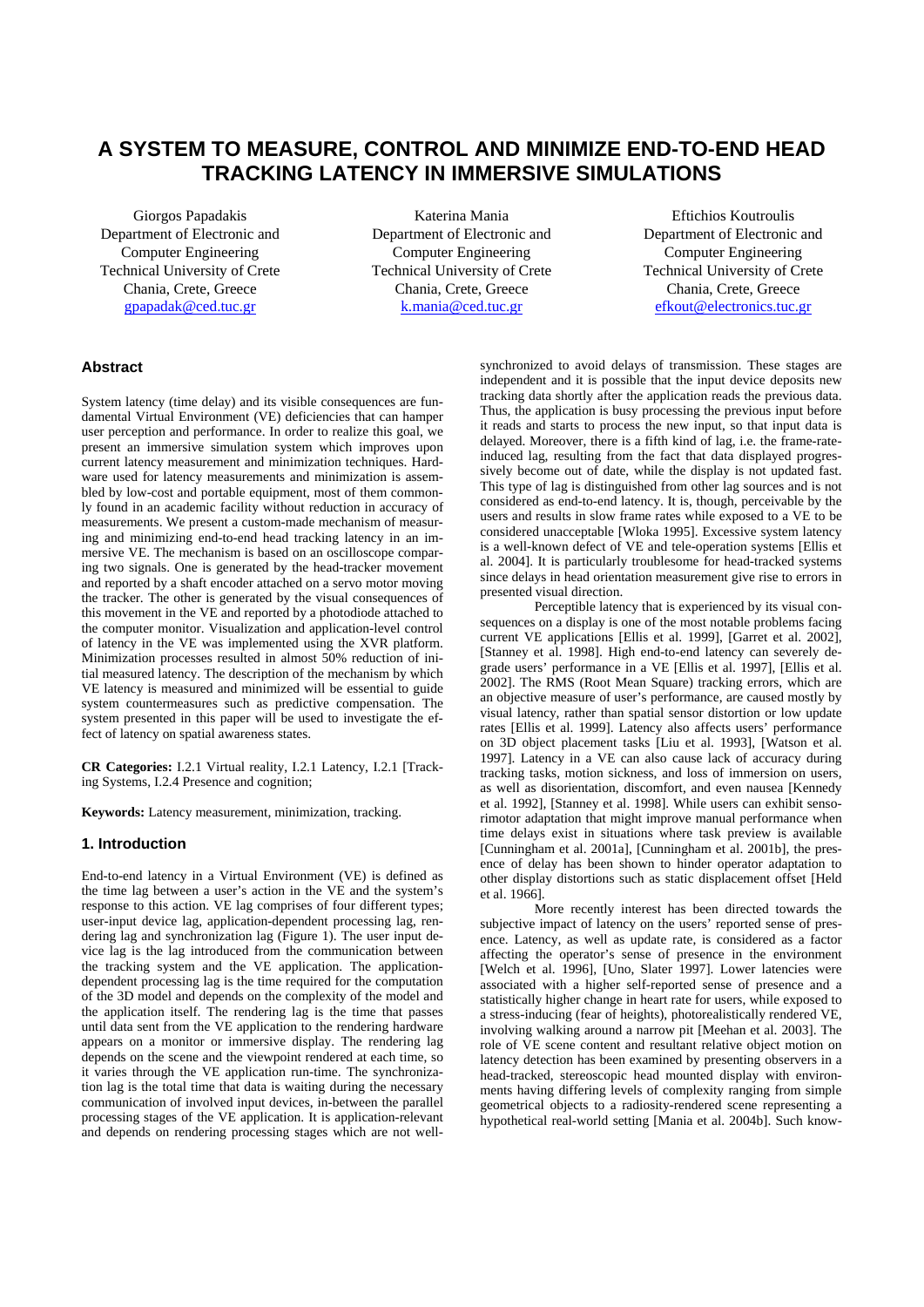# A SYSTEM TO MEASURE, CONTROL AND MINIMIZE END-TO-END HEAD TRACKING LATENCY IN IMMERSIVE SIMULATIONS

Giorgos Papadakis
Department of Electronic and Computer Engineering
Technical University of Crete
Chania, Crete, Greece
gpapadak@ced.tuc.gr

Katerina Mania
Department of Electronic and Computer Engineering
Technical University of Crete
Chania, Crete, Greece
k.mania@ced.tuc.gr

Eftichios Koutroulis
Department of Electronic and Computer Engineering
Technical University of Crete
Chania, Crete, Greece
efkout@electronics.tuc.gr

## Abstract

System latency (time delay) and its visible consequences are fundamental Virtual Environment (VE) deficiencies that can hamper user perception and performance. In order to realize this goal, we present an immersive simulation system which improves upon current latency measurement and minimization techniques. Hardware used for latency measurements and minimization is assembled by low-cost and portable equipment, most of them commonly found in an academic facility without reduction in accuracy of measurements. We present a custom-made mechanism of measuring and minimizing end-to-end head tracking latency in an immersive VE. The mechanism is based on an oscilloscope comparing two signals. One is generated by the head-tracker movement and reported by a shaft encoder attached on a servo motor moving the tracker. The other is generated by the visual consequences of this movement in the VE and reported by a photodiode attached to the computer monitor. Visualization and application-level control of latency in the VE was implemented using the XVR platform. Minimization processes resulted in almost 50% reduction of initial measured latency. The description of the mechanism by which VE latency is measured and minimized will be essential to guide system countermeasures such as predictive compensation. The system presented in this paper will be used to investigate the effect of latency on spatial awareness states.

**CR Categories:** I.2.1 Virtual reality, I.2.1 Latency, I.2.1 [Tracking Systems, I.2.4 Presence and cognition;

**Keywords:** Latency measurement, minimization, tracking.

## 1. Introduction

End-to-end latency in a Virtual Environment (VE) is defined as the time lag between a user's action in the VE and the system's response to this action. VE lag comprises of four different types; user-input device lag, application-dependent processing lag, rendering lag and synchronization lag (Figure 1). The user input device lag is the lag introduced from the communication between the tracking system and the VE application. The application-dependent processing lag is the time required for the computation of the 3D model and depends on the complexity of the model and the application itself. The rendering lag is the time that passes until data sent from the VE application to the rendering hardware appears on a monitor or immersive display. The rendering lag depends on the scene and the viewpoint rendered at each time, so it varies through the VE application run-time. The synchronization lag is the total time that data is waiting during the necessary communication of involved input devices, in-between the parallel processing stages of the VE application. It is application-relevant and depends on rendering processing stages which are not well-synchronized to avoid delays of transmission. These stages are independent and it is possible that the input device deposits new tracking data shortly after the application reads the previous data. Thus, the application is busy processing the previous input before it reads and starts to process the new input, so that input data is delayed. Moreover, there is a fifth kind of lag, i.e. the frame-rate-induced lag, resulting from the fact that data displayed progressively become out of date, while the display is not updated fast. This type of lag is distinguished from other lag sources and is not considered as end-to-end latency. It is, though, perceivable by the users and results in slow frame rates while exposed to a VE to be considered unacceptable [Wloka 1995]. Excessive system latency is a well-known defect of VE and tele-operation systems [Ellis et al. 2004]. It is particularly troublesome for head-tracked systems since delays in head orientation measurement give rise to errors in presented visual direction.

Perceptible latency that is experienced by its visual consequences on a display is one of the most notable problems facing current VE applications [Ellis et al. 1999], [Garret et al. 2002], [Stanney et al. 1998]. High end-to-end latency can severely degrade users' performance in a VE [Ellis et al. 1997], [Ellis et al. 2002]. The RMS (Root Mean Square) tracking errors, which are an objective measure of user's performance, are caused mostly by visual latency, rather than spatial sensor distortion or low update rates [Ellis et al. 1999]. Latency also affects users' performance on 3D object placement tasks [Liu et al. 1993], [Watson et al. 1997]. Latency in a VE can also cause lack of accuracy during tracking tasks, motion sickness, and loss of immersion on users, as well as disorientation, discomfort, and even nausea [Kennedy et al. 1992], [Stanney et al. 1998]. While users can exhibit sensorimotor adaptation that might improve manual performance when time delays exist in situations where task preview is available [Cunningham et al. 2001a], [Cunningham et al. 2001b], the presence of delay has been shown to hinder operator adaptation to other display distortions such as static displacement offset [Held et al. 1966].

More recently interest has been directed towards the subjective impact of latency on the users' reported sense of presence. Latency, as well as update rate, is considered as a factor affecting the operator's sense of presence in the environment [Welch et al. 1996], [Uno, Slater 1997]. Lower latencies were associated with a higher self-reported sense of presence and a statistically higher change in heart rate for users, while exposed to a stress-inducing (fear of heights), photorealistically rendered VE, involving walking around a narrow pit [Meehan et al. 2003]. The role of VE scene content and resultant relative object motion on latency detection has been examined by presenting observers in a head-tracked, stereoscopic head mounted display with environments having differing levels of complexity ranging from simple geometrical objects to a radiosity-rendered scene representing a hypothetical real-world setting [Mania et al. 2004b]. Such know-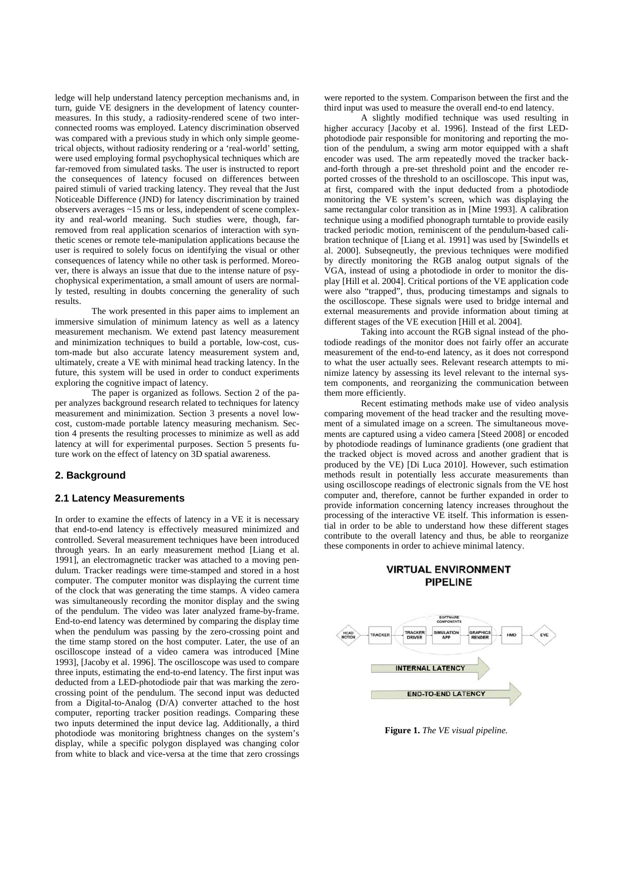ledge will help understand latency perception mechanisms and, in turn, guide VE designers in the development of latency countermeasures. In this study, a radiosity-rendered scene of two interconnected rooms was employed. Latency discrimination observed was compared with a previous study in which only simple geometrical objects, without radiosity rendering or a 'real-world' setting, were used employing formal psychophysical techniques which are far-removed from simulated tasks. The user is instructed to report the consequences of latency focused on differences between paired stimuli of varied tracking latency. They reveal that the Just Noticeable Difference (JND) for latency discrimination by trained observers averages ~15 ms or less, independent of scene complexity and real-world meaning. Such studies were, though, far-removed from real application scenarios of interaction with synthetic scenes or remote tele-manipulation applications because the user is required to solely focus on identifying the visual or other consequences of latency while no other task is performed. Moreover, there is always an issue that due to the intense nature of psychophysical experimentation, a small amount of users are normally tested, resulting in doubts concerning the generality of such results.

The work presented in this paper aims to implement an immersive simulation of minimum latency as well as a latency measurement mechanism. We extend past latency measurement and minimization techniques to build a portable, low-cost, custom-made but also accurate latency measurement system and, ultimately, create a VE with minimal head tracking latency. In the future, this system will be used in order to conduct experiments exploring the cognitive impact of latency.

The paper is organized as follows. Section 2 of the paper analyzes background research related to techniques for latency measurement and minimization. Section 3 presents a novel low-cost, custom-made portable latency measuring mechanism. Section 4 presents the resulting processes to minimize as well as add latency at will for experimental purposes. Section 5 presents future work on the effect of latency on 3D spatial awareness.

## 2. Background

### 2.1 Latency Measurements

In order to examine the effects of latency in a VE it is necessary that end-to-end latency is effectively measured minimized and controlled. Several measurement techniques have been introduced through years. In an early measurement method [Liang et al. 1991], an electromagnetic tracker was attached to a moving pendulum. Tracker readings were time-stamped and stored in a host computer. The computer monitor was displaying the current time of the clock that was generating the time stamps. A video camera was simultaneously recording the monitor display and the swing of the pendulum. The video was later analyzed frame-by-frame. End-to-end latency was determined by comparing the display time when the pendulum was passing by the zero-crossing point and the time stamp stored on the host computer. Later, the use of an oscilloscope instead of a video camera was introduced [Mine 1993], [Jacoby et al. 1996]. The oscilloscope was used to compare three inputs, estimating the end-to-end latency. The first input was deducted from a LED-photodiode pair that was marking the zero-crossing point of the pendulum. The second input was deducted from a Digital-to-Analog (D/A) converter attached to the host computer, reporting tracker position readings. Comparing these two inputs determined the input device lag. Additionally, a third photodiode was monitoring brightness changes on the system's display, while a specific polygon displayed was changing color from white to black and vice-versa at the time that zero crossings were reported to the system. Comparison between the first and the third input was used to measure the overall end-to end latency.

A slightly modified technique was used resulting in higher accuracy [Jacoby et al. 1996]. Instead of the first LED-photodiode pair responsible for monitoring and reporting the motion of the pendulum, a swing arm motor equipped with a shaft encoder was used. The arm repeatedly moved the tracker back-and-forth through a pre-set threshold point and the encoder reported crosses of the threshold to an oscilloscope. This input was, at first, compared with the input deducted from a photodiode monitoring the VE system's screen, which was displaying the same rectangular color transition as in [Mine 1993]. A calibration technique using a modified phonograph turntable to provide easily tracked periodic motion, reminiscent of the pendulum-based calibration technique of [Liang et al. 1991] was used by [Swindells et al. 2000]. Subseqneutly, the previous techniques were modified by directly monitoring the RGB analog output signals of the VGA, instead of using a photodiode in order to monitor the display [Hill et al. 2004]. Critical portions of the VE application code were also "trapped", thus, producing timestamps and signals to the oscilloscope. These signals were used to bridge internal and external measurements and provide information about timing at different stages of the VE execution [Hill et al. 2004].

Taking into account the RGB signal instead of the photodiode readings of the monitor does not fairly offer an accurate measurement of the end-to-end latency, as it does not correspond to what the user actually sees. Relevant research attempts to minimize latency by assessing its level relevant to the internal system components, and reorganizing the communication between them more efficiently.

Recent estimating methods make use of video analysis comparing movement of the head tracker and the resulting movement of a simulated image on a screen. The simultaneous movements are captured using a video camera [Steed 2008] or encoded by photodiode readings of luminance gradients (one gradient that the tracked object is moved across and another gradient that is produced by the VE) [Di Luca 2010]. However, such estimation methods result in potentially less accurate measurements than using oscilloscope readings of electronic signals from the VE host computer and, therefore, cannot be further expanded in order to provide information concerning latency increases throughout the processing of the interactive VE itself. This information is essential in order to be able to understand how these different stages contribute to the overall latency and thus, be able to reorganize these components in order to achieve minimal latency.

**VIRTUAL ENVIRONMENT PIPELINE**

HEAD MOTION → TRACKER → TRACKER DRIVER → SIMULATION APP → GRAPHICS RENDER → HMD → EYE

SOFTWARE COMPONENTS

INTERNAL LATENCY

END-TO-END LATENCY

**Figure 1.** *The VE visual pipeline.*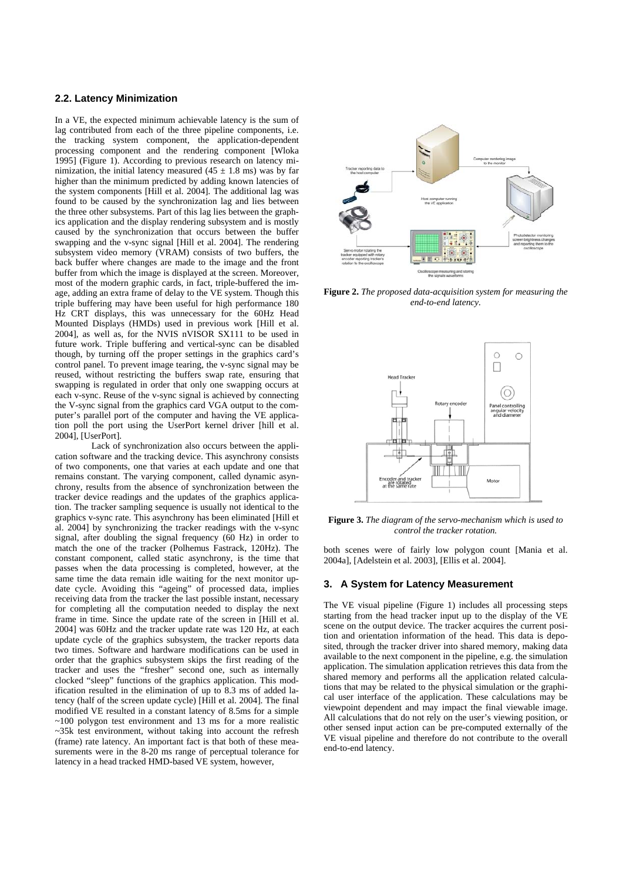## 2.2. Latency Minimization

In a VE, the expected minimum achievable latency is the sum of lag contributed from each of the three pipeline components, i.e. the tracking system component, the application-dependent processing component and the rendering component [Wloka 1995] (Figure 1). According to previous research on latency minimization, the initial latency measured ($45 \pm 1.8$ ms) was by far higher than the minimum predicted by adding known latencies of the system components [Hill et al. 2004]. The additional lag was found to be caused by the synchronization lag and lies between the three other subsystems. Part of this lag lies between the graphics application and the display rendering subsystem and is mostly caused by the synchronization that occurs between the buffer swapping and the v-sync signal [Hill et al. 2004]. The rendering subsystem video memory (VRAM) consists of two buffers, the back buffer where changes are made to the image and the front buffer from which the image is displayed at the screen. Moreover, most of the modern graphic cards, in fact, triple-buffered the image, adding an extra frame of delay to the VE system. Though this triple buffering may have been useful for high performance 180 Hz CRT displays, this was unnecessary for the 60Hz Head Mounted Displays (HMDs) used in previous work [Hill et al. 2004], as well as, for the NVIS nVISOR SX111 to be used in future work. Triple buffering and vertical-sync can be disabled though, by turning off the proper settings in the graphics card's control panel. To prevent image tearing, the v-sync signal may be reused, without restricting the buffers swap rate, ensuring that swapping is regulated in order that only one swapping occurs at each v-sync. Reuse of the v-sync signal is achieved by connecting the V-sync signal from the graphics card VGA output to the computer's parallel port of the computer and having the VE application poll the port using the UserPort kernel driver [hill et al. 2004], [UserPort].

Lack of synchronization also occurs between the application software and the tracking device. This asynchrony consists of two components, one that varies at each update and one that remains constant. The varying component, called dynamic asynchrony, results from the absence of synchronization between the tracker device readings and the updates of the graphics application. The tracker sampling sequence is usually not identical to the graphics v-sync rate. This asynchrony has been eliminated [Hill et al. 2004] by synchronizing the tracker readings with the v-sync signal, after doubling the signal frequency (60 Hz) in order to match the one of the tracker (Polhemus Fastrack, 120Hz). The constant component, called static asynchrony, is the time that passes when the data processing is completed, however, at the same time the data remain idle waiting for the next monitor update cycle. Avoiding this "ageing" of processed data, implies receiving data from the tracker the last possible instant, necessary for completing all the computation needed to display the next frame in time. Since the update rate of the screen in [Hill et al. 2004] was 60Hz and the tracker update rate was 120 Hz, at each update cycle of the graphics subsystem, the tracker reports data two times. Software and hardware modifications can be used in order that the graphics subsystem skips the first reading of the tracker and uses the "fresher" second one, such as internally clocked "sleep" functions of the graphics application. This modification resulted in the elimination of up to 8.3 ms of added latency (half of the screen update cycle) [Hill et al. 2004]. The final modified VE resulted in a constant latency of 8.5ms for a simple ~100 polygon test environment and 13 ms for a more realistic ~35k test environment, without taking into account the refresh (frame) rate latency. An important fact is that both of these measurements were in the 8-20 ms range of perceptual tolerance for latency in a head tracked HMD-based VE system, however, both scenes were of fairly low polygon count [Mania et al. 2004a], [Adelstein et al. 2003], [Ellis et al. 2004].

**Figure 2.** *The proposed data-acquisition system for measuring the end-to-end latency.*

**Figure 3.** *The diagram of the servo-mechanism which is used to control the tracker rotation.*

## 3. A System for Latency Measurement

The VE visual pipeline (Figure 1) includes all processing steps starting from the head tracker input up to the display of the VE scene on the output device. The tracker acquires the current position and orientation information of the head. This data is deposited, through the tracker driver into shared memory, making data available to the next component in the pipeline, e.g. the simulation application. The simulation application retrieves this data from the shared memory and performs all the application related calculations that may be related to the physical simulation or the graphical user interface of the application. These calculations may be viewpoint dependent and may impact the final viewable image. All calculations that do not rely on the user's viewing position, or other sensed input action can be pre-computed externally of the VE visual pipeline and therefore do not contribute to the overall end-to-end latency.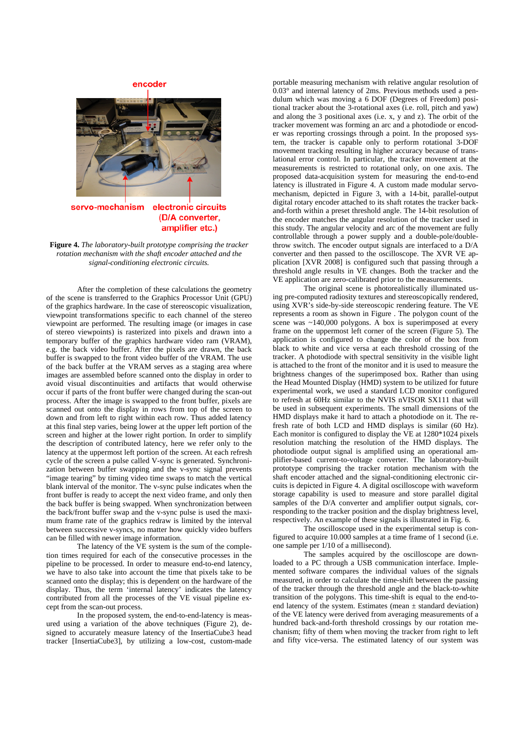encoder

servo-mechanism

electronic circuits (D/A converter, amplifier etc.)

**Figure 4.** *The laboratory-built prototype comprising the tracker rotation mechanism with the shaft encoder attached and the signal-conditioning electronic circuits.*

After the completion of these calculations the geometry of the scene is transferred to the Graphics Processor Unit (GPU) of the graphics hardware. In the case of stereoscopic visualization, viewpoint transformations specific to each channel of the stereo viewpoint are performed. The resulting image (or images in case of stereo viewpoints) is rasterized into pixels and drawn into a temporary buffer of the graphics hardware video ram (VRAM), e.g. the back video buffer. After the pixels are drawn, the back buffer is swapped to the front video buffer of the VRAM. The use of the back buffer at the VRAM serves as a staging area where images are assembled before scanned onto the display in order to avoid visual discontinuities and artifacts that would otherwise occur if parts of the front buffer were changed during the scan-out process. After the image is swapped to the front buffer, pixels are scanned out onto the display in rows from top of the screen to down and from left to right within each row. Thus added latency at this final step varies, being lower at the upper left portion of the screen and higher at the lower right portion. In order to simplify the description of contributed latency, here we refer only to the latency at the uppermost left portion of the screen. At each refresh cycle of the screen a pulse called V-sync is generated. Synchronization between buffer swapping and the v-sync signal prevents “image tearing” by timing video time swaps to match the vertical blank interval of the monitor. The v-sync pulse indicates when the front buffer is ready to accept the next video frame, and only then the back buffer is being swapped. When synchronization between the back/front buffer swap and the v-sync pulse is used the maximum frame rate of the graphics redraw is limited by the interval between successive v-syncs, no matter how quickly video buffers can be filled with newer image information.

The latency of the VE system is the sum of the completion times required for each of the consecutive processes in the pipeline to be processed. In order to measure end-to-end latency, we have to also take into account the time that pixels take to be scanned onto the display; this is dependent on the hardware of the display. Thus, the term ‘internal latency’ indicates the latency contributed from all the processes of the VE visual pipeline except from the scan-out process.

In the proposed system, the end-to-end-latency is measured using a variation of the above techniques (Figure 2), designed to accurately measure latency of the InsertiaCube3 head tracker [InsertiaCube3], by utilizing a low-cost, custom-made portable measuring mechanism with relative angular resolution of 0.03° and internal latency of 2ms. Previous methods used a pendulum which was moving a 6 DOF (Degrees of Freedom) positional tracker about the 3-rotational axes (i.e. roll, pitch and yaw) and along the 3 positional axes (i.e. x, y and z). The orbit of the tracker movement was forming an arc and a photodiode or encoder was reporting crossings through a point. In the proposed system, the tracker is capable only to perform rotational 3-DOF movement tracking resulting in higher accuracy because of translational error control. In particular, the tracker movement at the measurements is restricted to rotational only, on one axis. The proposed data-acquisition system for measuring the end-to-end latency is illustrated in Figure 4. A custom made modular servo-mechanism, depicted in Figure 3, with a 14-bit, parallel-output digital rotary encoder attached to its shaft rotates the tracker back-and-forth within a preset threshold angle. The 14-bit resolution of the encoder matches the angular resolution of the tracker used in this study. The angular velocity and arc of the movement are fully controllable through a power supply and a double-pole/double-throw switch. The encoder output signals are interfaced to a D/A converter and then passed to the oscilloscope. The XVR VE application [XVR 2008] is configured such that passing through a threshold angle results in VE changes. Both the tracker and the VE application are zero-calibrated prior to the measurements.

The original scene is photorealistically illuminated using pre-computed radiosity textures and stereoscopically rendered, using XVR’s side-by-side stereoscopic rendering feature. The VE represents a room as shown in Figure . The polygon count of the scene was ~140,000 polygons. A box is superimposed at every frame on the uppermost left corner of the screen (Figure 5). The application is configured to change the color of the box from black to white and vice versa at each threshold crossing of the tracker. A photodiode with spectral sensitivity in the visible light is attached to the front of the monitor and it is used to measure the brightness changes of the superimposed box. Rather than using the Head Mounted Display (HMD) system to be utilized for future experimental work, we used a standard LCD monitor configured to refresh at 60Hz similar to the NVIS nVISOR SX111 that will be used in subsequent experiments. The small dimensions of the HMD displays make it hard to attach a photodiode on it. The refresh rate of both LCD and HMD displays is similar (60 Hz). Each monitor is configured to display the VE at 1280*1024 pixels resolution matching the resolution of the HMD displays. The photodiode output signal is amplified using an operational amplifier-based current-to-voltage converter. The laboratory-built prototype comprising the tracker rotation mechanism with the shaft encoder attached and the signal-conditioning electronic circuits is depicted in Figure 4. A digital oscilloscope with waveform storage capability is used to measure and store parallel digital samples of the D/A converter and amplifier output signals, corresponding to the tracker position and the display brightness level, respectively. An example of these signals is illustrated in Fig. 6.

The oscilloscope used in the experimental setup is configured to acquire 10.000 samples at a time frame of 1 second (i.e. one sample per 1/10 of a millisecond).

The samples acquired by the oscilloscope are downloaded to a PC through a USB communication interface. Implemented software compares the individual values of the signals measured, in order to calculate the time-shift between the passing of the tracker through the threshold angle and the black-to-white transition of the polygons. This time-shift is equal to the end-to-end latency of the system. Estimates (mean ± standard deviation) of the VE latency were derived from averaging measurements of a hundred back-and-forth threshold crossings by our rotation mechanism; fifty of them when moving the tracker from right to left and fifty vice-versa. The estimated latency of our system was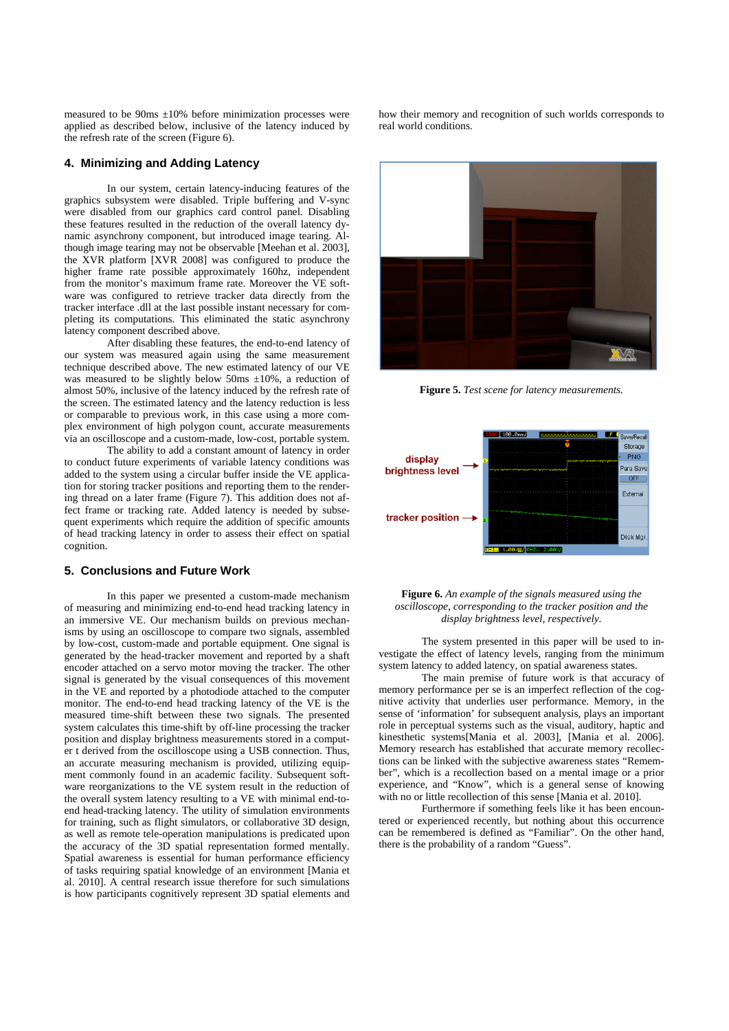measured to be 90ms ±10% before minimization processes were applied as described below, inclusive of the latency induced by the refresh rate of the screen (Figure 6).

## 4. Minimizing and Adding Latency

In our system, certain latency-inducing features of the graphics subsystem were disabled. Triple buffering and V-sync were disabled from our graphics card control panel. Disabling these features resulted in the reduction of the overall latency dynamic asynchrony component, but introduced image tearing. Although image tearing may not be observable [Meehan et al. 2003], the XVR platform [XVR 2008] was configured to produce the higher frame rate possible approximately 160hz, independent from the monitor's maximum frame rate. Moreover the VE software was configured to retrieve tracker data directly from the tracker interface .dll at the last possible instant necessary for completing its computations. This eliminated the static asynchrony latency component described above.

After disabling these features, the end-to-end latency of our system was measured again using the same measurement technique described above. The new estimated latency of our VE was measured to be slightly below 50ms ±10%, a reduction of almost 50%, inclusive of the latency induced by the refresh rate of the screen. The estimated latency and the latency reduction is less or comparable to previous work, in this case using a more complex environment of high polygon count, accurate measurements via an oscilloscope and a custom-made, low-cost, portable system.

The ability to add a constant amount of latency in order to conduct future experiments of variable latency conditions was added to the system using a circular buffer inside the VE application for storing tracker positions and reporting them to the rendering thread on a later frame (Figure 7). This addition does not affect frame or tracking rate. Added latency is needed by subsequent experiments which require the addition of specific amounts of head tracking latency in order to assess their effect on spatial cognition.

## 5. Conclusions and Future Work

In this paper we presented a custom-made mechanism of measuring and minimizing end-to-end head tracking latency in an immersive VE. Our mechanism builds on previous mechanisms by using an oscilloscope to compare two signals, assembled by low-cost, custom-made and portable equipment. One signal is generated by the head-tracker movement and reported by a shaft encoder attached on a servo motor moving the tracker. The other signal is generated by the visual consequences of this movement in the VE and reported by a photodiode attached to the computer monitor. The end-to-end head tracking latency of the VE is the measured time-shift between these two signals. The presented system calculates this time-shift by off-line processing the tracker position and display brightness measurements stored in a computer t derived from the oscilloscope using a USB connection. Thus, an accurate measuring mechanism is provided, utilizing equipment commonly found in an academic facility. Subsequent software reorganizations to the VE system result in the reduction of the overall system latency resulting to a VE with minimal end-to-end head-tracking latency. The utility of simulation environments for training, such as flight simulators, or collaborative 3D design, as well as remote tele-operation manipulations is predicated upon the accuracy of the 3D spatial representation formed mentally. Spatial awareness is essential for human performance efficiency of tasks requiring spatial knowledge of an environment [Mania et al. 2010]. A central research issue therefore for such simulations is how participants cognitively represent 3D spatial elements and how their memory and recognition of such worlds corresponds to real world conditions.

**Figure 5.** *Test scene for latency measurements.*

**Figure 6.** *An example of the signals measured using the oscilloscope, corresponding to the tracker position and the display brightness level, respectively.*

The system presented in this paper will be used to investigate the effect of latency levels, ranging from the minimum system latency to added latency, on spatial awareness states.

The main premise of future work is that accuracy of memory performance per se is an imperfect reflection of the cognitive activity that underlies user performance. Memory, in the sense of 'information' for subsequent analysis, plays an important role in perceptual systems such as the visual, auditory, haptic and kinesthetic systems[Mania et al. 2003], [Mania et al. 2006]. Memory research has established that accurate memory recollections can be linked with the subjective awareness states "Remember", which is a recollection based on a mental image or a prior experience, and "Know", which is a general sense of knowing with no or little recollection of this sense [Mania et al. 2010].

Furthermore if something feels like it has been encountered or experienced recently, but nothing about this occurrence can be remembered is defined as "Familiar". On the other hand, there is the probability of a random "Guess".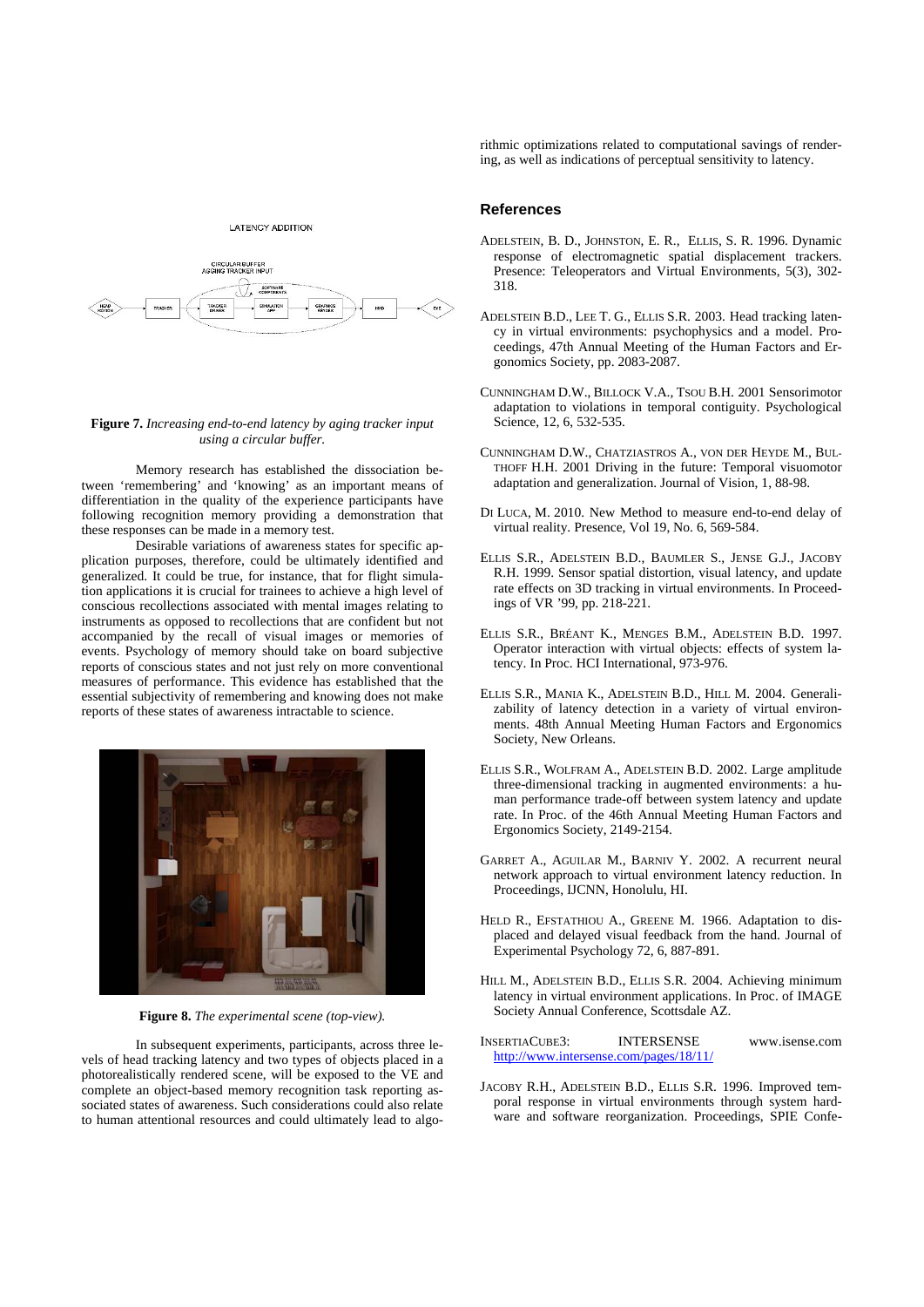**Figure 7.** *Increasing end-to-end latency by aging tracker input using a circular buffer.*

Memory research has established the dissociation between 'remembering' and 'knowing' as an important means of differentiation in the quality of the experience participants have following recognition memory providing a demonstration that these responses can be made in a memory test.

Desirable variations of awareness states for specific application purposes, therefore, could be ultimately identified and generalized. It could be true, for instance, that for flight simulation applications it is crucial for trainees to achieve a high level of conscious recollections associated with mental images relating to instruments as opposed to recollections that are confident but not accompanied by the recall of visual images or memories of events. Psychology of memory should take on board subjective reports of conscious states and not just rely on more conventional measures of performance. This evidence has established that the essential subjectivity of remembering and knowing does not make reports of these states of awareness intractable to science.

**Figure 8.** *The experimental scene (top-view).*

In subsequent experiments, participants, across three levels of head tracking latency and two types of objects placed in a photorealistically rendered scene, will be exposed to the VE and complete an object-based memory recognition task reporting associated states of awareness. Such considerations could also relate to human attentional resources and could ultimately lead to algorithmic optimizations related to computational savings of rendering, as well as indications of perceptual sensitivity to latency.

## References

ADELSTEIN, B. D., JOHNSTON, E. R., ELLIS, S. R. 1996. Dynamic response of electromagnetic spatial displacement trackers. Presence: Teleoperators and Virtual Environments, 5(3), 302-318.

ADELSTEIN B.D., LEE T. G., ELLIS S.R. 2003. Head tracking latency in virtual environments: psychophysics and a model. Proceedings, 47th Annual Meeting of the Human Factors and Ergonomics Society, pp. 2083-2087.

CUNNINGHAM D.W., BILLOCK V.A., TSOU B.H. 2001 Sensorimotor adaptation to violations in temporal contiguity. Psychological Science, 12, 6, 532-535.

CUNNINGHAM D.W., CHATZIASTROS A., VON DER HEYDE M., BULTHOFF H.H. 2001 Driving in the future: Temporal visuomotor adaptation and generalization. Journal of Vision, 1, 88-98.

DI LUCA, M. 2010. New Method to measure end-to-end delay of virtual reality. Presence, Vol 19, No. 6, 569-584.

ELLIS S.R., ADELSTEIN B.D., BAUMLER S., JENSE G.J., JACOBY R.H. 1999. Sensor spatial distortion, visual latency, and update rate effects on 3D tracking in virtual environments. In Proceedings of VR '99, pp. 218-221.

ELLIS S.R., BRÉANT K., MENGES B.M., ADELSTEIN B.D. 1997. Operator interaction with virtual objects: effects of system latency. In Proc. HCI International, 973-976.

ELLIS S.R., MANIA K., ADELSTEIN B.D., HILL M. 2004. Generalizability of latency detection in a variety of virtual environments. 48th Annual Meeting Human Factors and Ergonomics Society, New Orleans.

ELLIS S.R., WOLFRAM A., ADELSTEIN B.D. 2002. Large amplitude three-dimensional tracking in augmented environments: a human performance trade-off between system latency and update rate. In Proc. of the 46th Annual Meeting Human Factors and Ergonomics Society, 2149-2154.

GARRET A., AGUILAR M., BARNIV Y. 2002. A recurrent neural network approach to virtual environment latency reduction. In Proceedings, IJCNN, Honolulu, HI.

HELD R., EFSTATHIOU A., GREENE M. 1966. Adaptation to displaced and delayed visual feedback from the hand. Journal of Experimental Psychology 72, 6, 887-891.

HILL M., ADELSTEIN B.D., ELLIS S.R. 2004. Achieving minimum latency in virtual environment applications. In Proc. of IMAGE Society Annual Conference, Scottsdale AZ.

INSERTIACUBE3: INTERSENSE www.isense.com http://www.intersense.com/pages/18/11/

JACOBY R.H., ADELSTEIN B.D., ELLIS S.R. 1996. Improved temporal response in virtual environments through system hardware and software reorganization. Proceedings, SPIE Confe-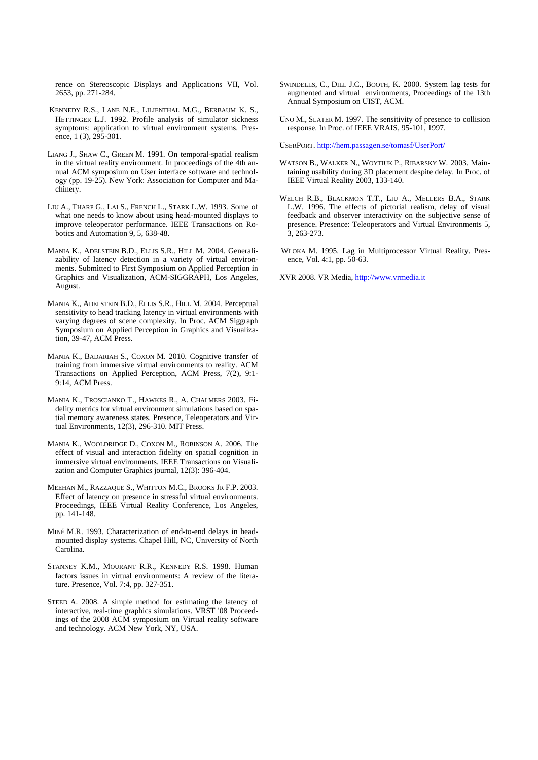rence on Stereoscopic Displays and Applications VII, Vol. 2653, pp. 271-284.

KENNEDY R.S., LANE N.E., LILIENTHAL M.G., BERBAUM K. S., HETTINGER L.J. 1992. Profile analysis of simulator sickness symptoms: application to virtual environment systems. Presence, 1 (3), 295-301.

LIANG J., SHAW C., GREEN M. 1991. On temporal-spatial realism in the virtual reality environment. In proceedings of the 4th annual ACM symposium on User interface software and technology (pp. 19-25). New York: Association for Computer and Machinery.

LIU A., THARP G., LAI S., FRENCH L., STARK L.W. 1993. Some of what one needs to know about using head-mounted displays to improve teleoperator performance. IEEE Transactions on Robotics and Automation 9, 5, 638-48.

MANIA K., ADELSTEIN B.D., ELLIS S.R., HILL M. 2004. Generalizability of latency detection in a variety of virtual environments. Submitted to First Symposium on Applied Perception in Graphics and Visualization, ACM-SIGGRAPH, Los Angeles, August.

MANIA K., ADELSTEIN B.D., ELLIS S.R., HILL M. 2004. Perceptual sensitivity to head tracking latency in virtual environments with varying degrees of scene complexity. In Proc. ACM Siggraph Symposium on Applied Perception in Graphics and Visualization, 39-47, ACM Press.

MANIA K., BADARIAH S., COXON M. 2010. Cognitive transfer of training from immersive virtual environments to reality. ACM Transactions on Applied Perception, ACM Press, 7(2), 9:1-9:14, ACM Press.

MANIA K., TROSCIANKO T., HAWKES R., A. CHALMERS 2003. Fidelity metrics for virtual environment simulations based on spatial memory awareness states. Presence, Teleoperators and Virtual Environments, 12(3), 296-310. MIT Press.

MANIA K., WOOLDRIDGE D., COXON M., ROBINSON A. 2006. The effect of visual and interaction fidelity on spatial cognition in immersive virtual environments. IEEE Transactions on Visualization and Computer Graphics journal, 12(3): 396-404.

MEEHAN M., RAZZAQUE S., WHITTON M.C., BROOKS JR F.P. 2003. Effect of latency on presence in stressful virtual environments. Proceedings, IEEE Virtual Reality Conference, Los Angeles, pp. 141-148.

MINÉ M.R. 1993. Characterization of end-to-end delays in head-mounted display systems. Chapel Hill, NC, University of North Carolina.

STANNEY K.M., MOURANT R.R., KENNEDY R.S. 1998. Human factors issues in virtual environments: A review of the literature. Presence, Vol. 7:4, pp. 327-351.

STEED A. 2008. A simple method for estimating the latency of interactive, real-time graphics simulations. VRST '08 Proceedings of the 2008 ACM symposium on Virtual reality software and technology. ACM New York, NY, USA.

SWINDELLS, C., DILL J.C., BOOTH, K. 2000. System lag tests for augmented and virtual environments, Proceedings of the 13th Annual Symposium on UIST, ACM.

UNO M., SLATER M. 1997. The sensitivity of presence to collision response. In Proc. of IEEE VRAIS, 95-101, 1997.

USERPORT. http://hem.passagen.se/tomasf/UserPort/

WATSON B., WALKER N., WOYTIUK P., RIBARSKY W. 2003. Maintaining usability during 3D placement despite delay. In Proc. of IEEE Virtual Reality 2003, 133-140.

WELCH R.B., BLACKMON T.T., LIU A., MELLERS B.A., STARK L.W. 1996. The effects of pictorial realism, delay of visual feedback and observer interactivity on the subjective sense of presence. Presence: Teleoperators and Virtual Environments 5, 3, 263-273.

WLOKA M. 1995. Lag in Multiprocessor Virtual Reality. Presence, Vol. 4:1, pp. 50-63.

XVR 2008. VR Media, http://www.vrmedia.it